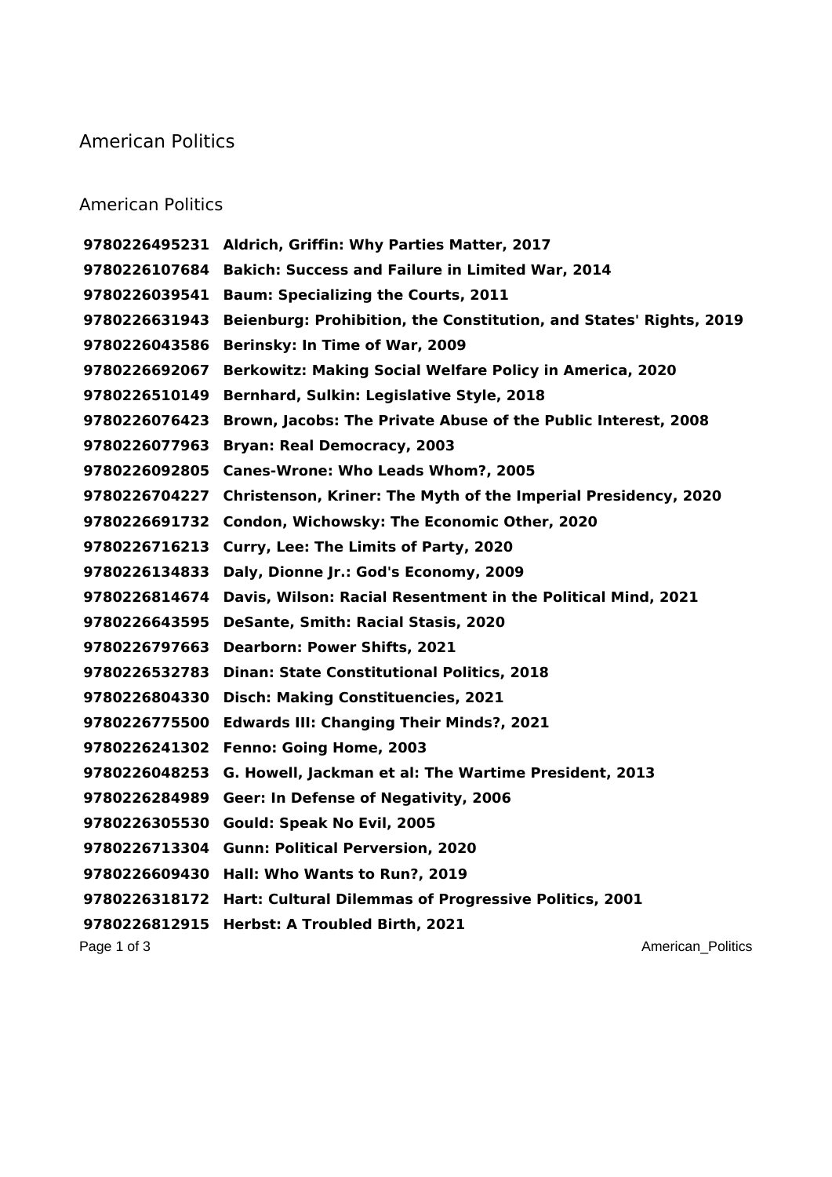# American Politics

## American Politics

**9780226495231 Aldrich, Griffin: Why Parties Matter, 2017**
**9780226107684 Bakich: Success and Failure in Limited War, 2014**
**9780226039541 Baum: Specializing the Courts, 2011**
**9780226631943 Beienburg: Prohibition, the Constitution, and States' Rights, 2019**
**9780226043586 Berinsky: In Time of War, 2009**
**9780226692067 Berkowitz: Making Social Welfare Policy in America, 2020**
**9780226510149 Bernhard, Sulkin: Legislative Style, 2018**
**9780226076423 Brown, Jacobs: The Private Abuse of the Public Interest, 2008**
**9780226077963 Bryan: Real Democracy, 2003**
**9780226092805 Canes-Wrone: Who Leads Whom?, 2005**
**9780226704227 Christenson, Kriner: The Myth of the Imperial Presidency, 2020**
**9780226691732 Condon, Wichowsky: The Economic Other, 2020**
**9780226716213 Curry, Lee: The Limits of Party, 2020**
**9780226134833 Daly, Dionne Jr.: God's Economy, 2009**
**9780226814674 Davis, Wilson: Racial Resentment in the Political Mind, 2021**
**9780226643595 DeSante, Smith: Racial Stasis, 2020**
**9780226797663 Dearborn: Power Shifts, 2021**
**9780226532783 Dinan: State Constitutional Politics, 2018**
**9780226804330 Disch: Making Constituencies, 2021**
**9780226775500 Edwards III: Changing Their Minds?, 2021**
**9780226241302 Fenno: Going Home, 2003**
**9780226048253 G. Howell, Jackman et al: The Wartime President, 2013**
**9780226284989 Geer: In Defense of Negativity, 2006**
**9780226305530 Gould: Speak No Evil, 2005**
**9780226713304 Gunn: Political Perversion, 2020**
**9780226609430 Hall: Who Wants to Run?, 2019**
**9780226318172 Hart: Cultural Dilemmas of Progressive Politics, 2001**
**9780226812915 Herbst: A Troubled Birth, 2021**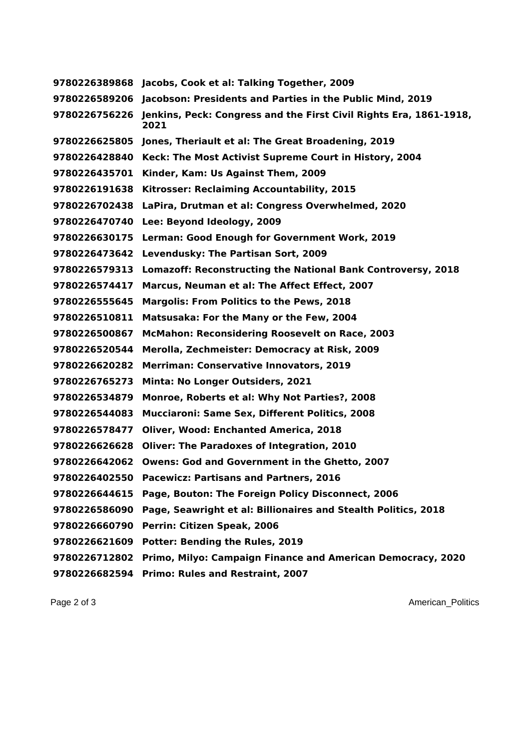**9780226389868 Jacobs, Cook et al: Talking Together, 2009**

**9780226589206 Jacobson: Presidents and Parties in the Public Mind, 2019**

**9780226756226 Jenkins, Peck: Congress and the First Civil Rights Era, 1861-1918, 2021**

**9780226625805 Jones, Theriault et al: The Great Broadening, 2019**

**9780226428840 Keck: The Most Activist Supreme Court in History, 2004**

**9780226435701 Kinder, Kam: Us Against Them, 2009**

**9780226191638 Kitrosser: Reclaiming Accountability, 2015**

**9780226702438 LaPira, Drutman et al: Congress Overwhelmed, 2020**

**9780226470740 Lee: Beyond Ideology, 2009**

**9780226630175 Lerman: Good Enough for Government Work, 2019**

**9780226473642 Levendusky: The Partisan Sort, 2009**

**9780226579313 Lomazoff: Reconstructing the National Bank Controversy, 2018**

**9780226574417 Marcus, Neuman et al: The Affect Effect, 2007**

**9780226555645 Margolis: From Politics to the Pews, 2018**

**9780226510811 Matsusaka: For the Many or the Few, 2004**

**9780226500867 McMahon: Reconsidering Roosevelt on Race, 2003**

**9780226520544 Merolla, Zechmeister: Democracy at Risk, 2009**

**9780226620282 Merriman: Conservative Innovators, 2019**

**9780226765273 Minta: No Longer Outsiders, 2021**

**9780226534879 Monroe, Roberts et al: Why Not Parties?, 2008**

**9780226544083 Mucciaroni: Same Sex, Different Politics, 2008**

**9780226578477 Oliver, Wood: Enchanted America, 2018**

**9780226626628 Oliver: The Paradoxes of Integration, 2010**

**9780226642062 Owens: God and Government in the Ghetto, 2007**

**9780226402550 Pacewicz: Partisans and Partners, 2016**

**9780226644615 Page, Bouton: The Foreign Policy Disconnect, 2006**

**9780226586090 Page, Seawright et al: Billionaires and Stealth Politics, 2018**

**9780226660790 Perrin: Citizen Speak, 2006**

**9780226621609 Potter: Bending the Rules, 2019**

**9780226712802 Primo, Milyo: Campaign Finance and American Democracy, 2020**

**9780226682594 Primo: Rules and Restraint, 2007**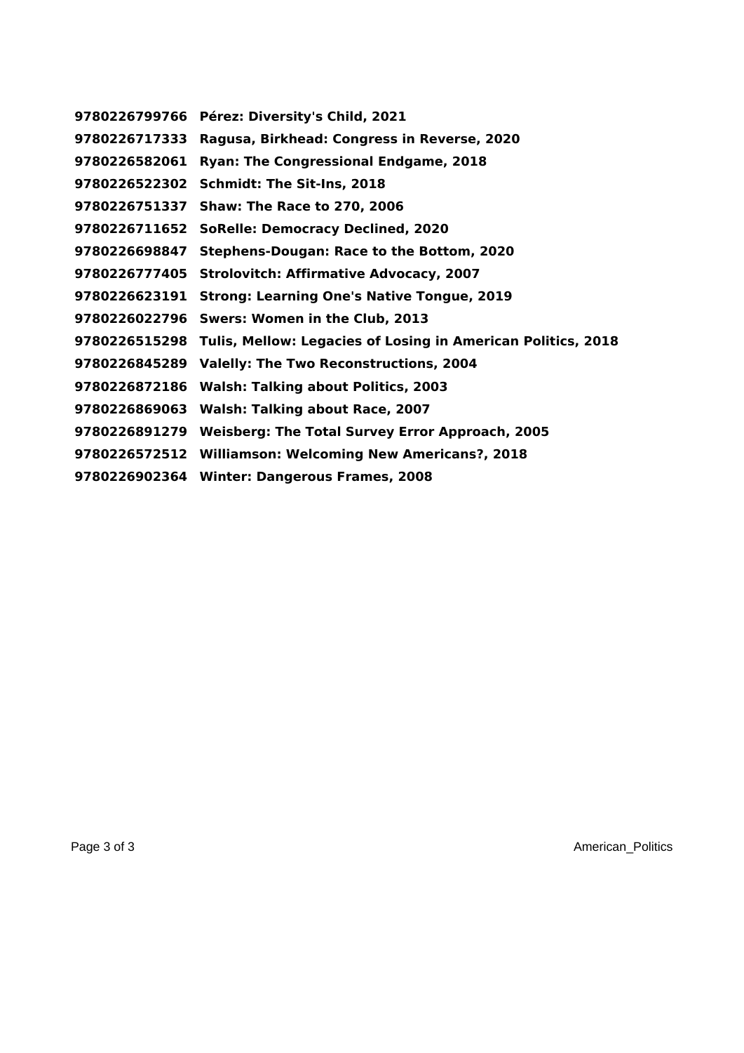**9780226799766 Pérez: Diversity's Child, 2021**
**9780226717333 Ragusa, Birkhead: Congress in Reverse, 2020**
**9780226582061 Ryan: The Congressional Endgame, 2018**
**9780226522302 Schmidt: The Sit-Ins, 2018**
**9780226751337 Shaw: The Race to 270, 2006**
**9780226711652 SoRelle: Democracy Declined, 2020**
**9780226698847 Stephens-Dougan: Race to the Bottom, 2020**
**9780226777405 Strolovitch: Affirmative Advocacy, 2007**
**9780226623191 Strong: Learning One's Native Tongue, 2019**
**9780226022796 Swers: Women in the Club, 2013**
**9780226515298 Tulis, Mellow: Legacies of Losing in American Politics, 2018**
**9780226845289 Valelly: The Two Reconstructions, 2004**
**9780226872186 Walsh: Talking about Politics, 2003**
**9780226869063 Walsh: Talking about Race, 2007**
**9780226891279 Weisberg: The Total Survey Error Approach, 2005**
**9780226572512 Williamson: Welcoming New Americans?, 2018**
**9780226902364 Winter: Dangerous Frames, 2008**